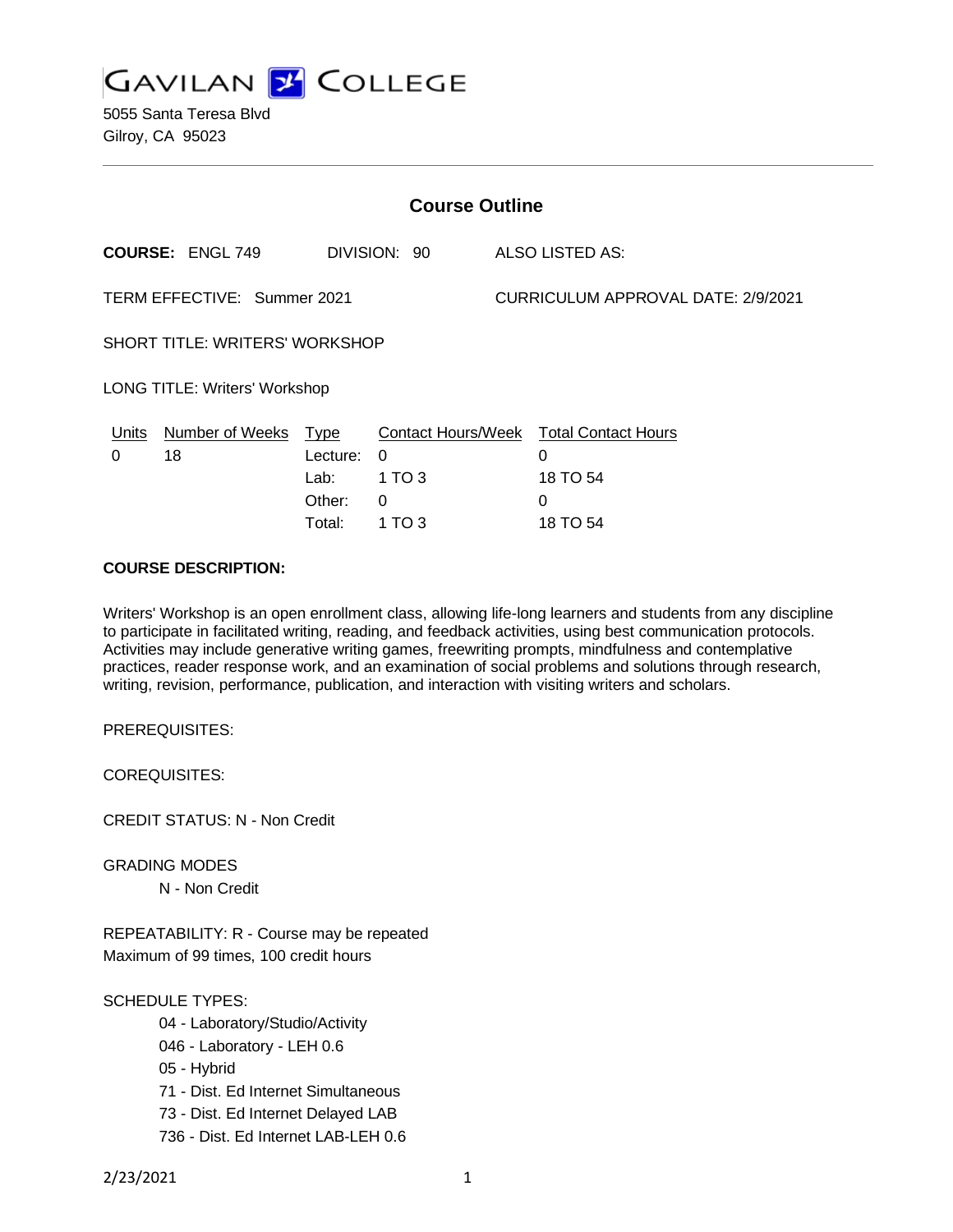# GAVILAN COLLEGE

5055 Santa Teresa Blvd
Gilroy, CA 95023

## Course Outline

**COURSE:** ENGL 749 DIVISION: 90 ALSO LISTED AS:

TERM EFFECTIVE: Summer 2021 CURRICULUM APPROVAL DATE: 2/9/2021

SHORT TITLE: WRITERS' WORKSHOP

LONG TITLE: Writers' Workshop

| Units | Number of Weeks | Type | Contact Hours/Week | Total Contact Hours |
|---|---|---|---|---|
| 0 | 18 | Lecture: | 0 | 0 |
| | | Lab: | 1 TO 3 | 18 TO 54 |
| | | Other: | 0 | 0 |
| | | Total: | 1 TO 3 | 18 TO 54 |

**COURSE DESCRIPTION:**

Writers' Workshop is an open enrollment class, allowing life-long learners and students from any discipline to participate in facilitated writing, reading, and feedback activities, using best communication protocols. Activities may include generative writing games, freewriting prompts, mindfulness and contemplative practices, reader response work, and an examination of social problems and solutions through research, writing, revision, performance, publication, and interaction with visiting writers and scholars.

PREREQUISITES:

COREQUISITES:

CREDIT STATUS: N - Non Credit

GRADING MODES

N - Non Credit

REPEATABILITY: R - Course may be repeated
Maximum of 99 times, 100 credit hours

SCHEDULE TYPES:

04 - Laboratory/Studio/Activity
046 - Laboratory - LEH 0.6
05 - Hybrid
71 - Dist. Ed Internet Simultaneous
73 - Dist. Ed Internet Delayed LAB
736 - Dist. Ed Internet LAB-LEH 0.6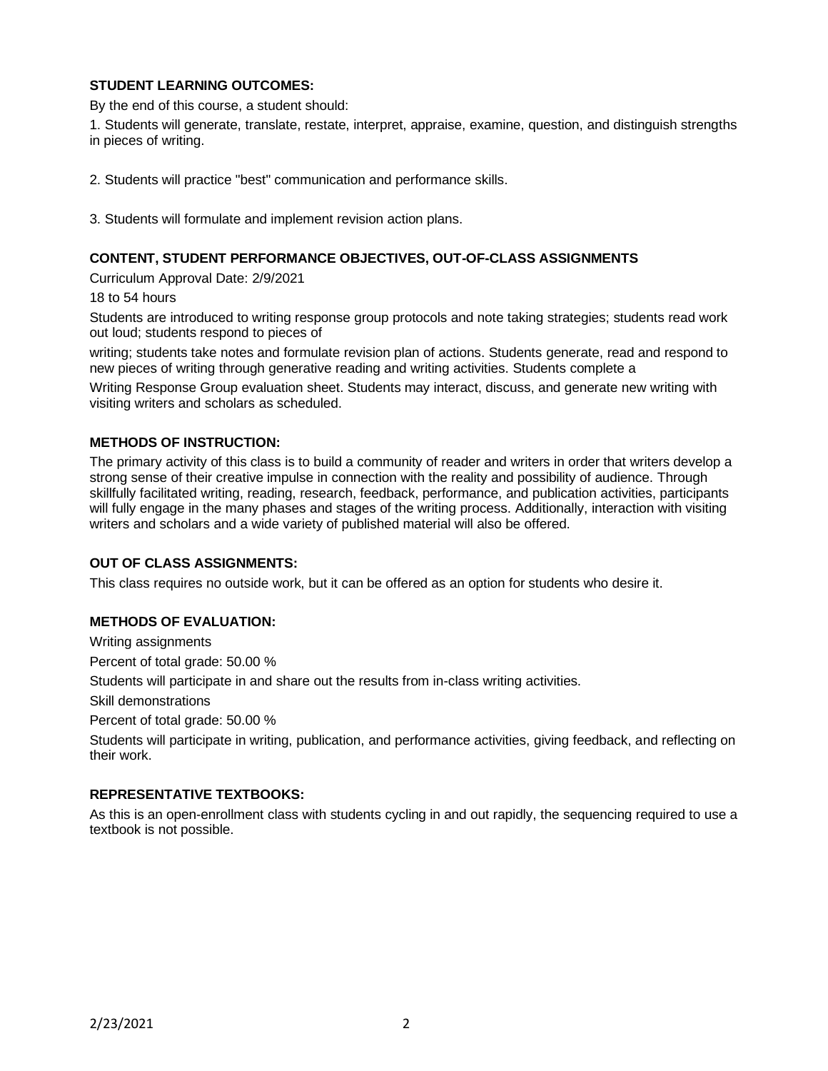### STUDENT LEARNING OUTCOMES:

By the end of this course, a student should:

1. Students will generate, translate, restate, interpret, appraise, examine, question, and distinguish strengths in pieces of writing.

2. Students will practice "best" communication and performance skills.

3. Students will formulate and implement revision action plans.

### CONTENT, STUDENT PERFORMANCE OBJECTIVES, OUT-OF-CLASS ASSIGNMENTS

Curriculum Approval Date: 2/9/2021

18 to 54 hours

Students are introduced to writing response group protocols and note taking strategies; students read work out loud; students respond to pieces of writing; students take notes and formulate revision plan of actions. Students generate, read and respond to new pieces of writing through generative reading and writing activities. Students complete a Writing Response Group evaluation sheet. Students may interact, discuss, and generate new writing with visiting writers and scholars as scheduled.

### METHODS OF INSTRUCTION:

The primary activity of this class is to build a community of reader and writers in order that writers develop a strong sense of their creative impulse in connection with the reality and possibility of audience. Through skillfully facilitated writing, reading, research, feedback, performance, and publication activities, participants will fully engage in the many phases and stages of the writing process. Additionally, interaction with visiting writers and scholars and a wide variety of published material will also be offered.

### OUT OF CLASS ASSIGNMENTS:

This class requires no outside work, but it can be offered as an option for students who desire it.

### METHODS OF EVALUATION:

Writing assignments

Percent of total grade: 50.00 %

Students will participate in and share out the results from in-class writing activities.

Skill demonstrations

Percent of total grade: 50.00 %

Students will participate in writing, publication, and performance activities, giving feedback, and reflecting on their work.

### REPRESENTATIVE TEXTBOOKS:

As this is an open-enrollment class with students cycling in and out rapidly, the sequencing required to use a textbook is not possible.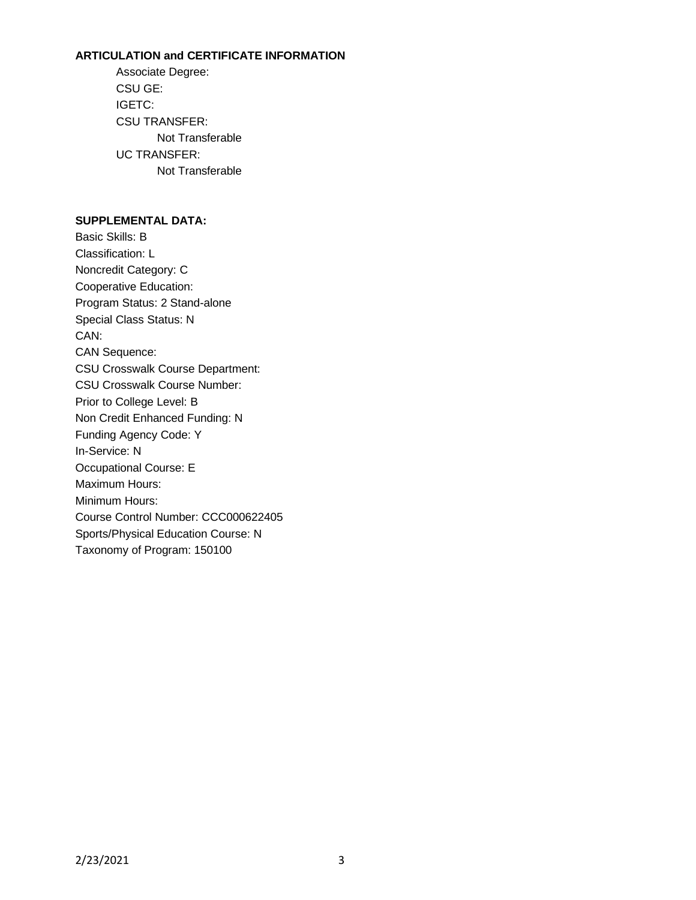**ARTICULATION and CERTIFICATE INFORMATION**

Associate Degree:
CSU GE:
IGETC:
CSU TRANSFER:
Not Transferable
UC TRANSFER:
Not Transferable

**SUPPLEMENTAL DATA:**

Basic Skills: B
Classification: L
Noncredit Category: C
Cooperative Education:
Program Status: 2 Stand-alone
Special Class Status: N
CAN:
CAN Sequence:
CSU Crosswalk Course Department:
CSU Crosswalk Course Number:
Prior to College Level: B
Non Credit Enhanced Funding: N
Funding Agency Code: Y
In-Service: N
Occupational Course: E
Maximum Hours:
Minimum Hours:
Course Control Number: CCC000622405
Sports/Physical Education Course: N
Taxonomy of Program: 150100